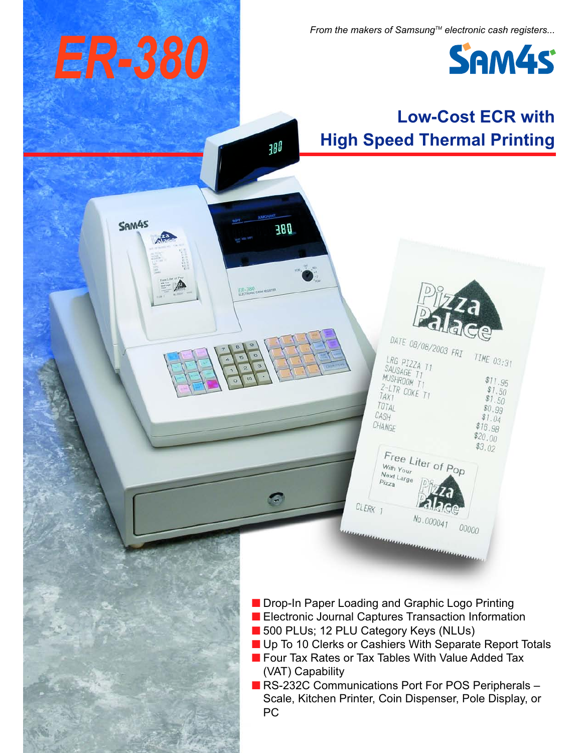# ER-380

*From the makers of Samsung™ electronic cash registers...*

SAM4S

## Low-Cost ECR with High Speed Thermal Printing

- Drop-In Paper Loading and Graphic Logo Printing
- Electronic Journal Captures Transaction Information
- 500 PLUs; 12 PLU Category Keys (NLUs)
- Up To 10 Clerks or Cashiers With Separate Report Totals
- Four Tax Rates or Tax Tables With Value Added Tax (VAT) Capability
- RS-232C Communications Port For POS Peripherals – Scale, Kitchen Printer, Coin Dispenser, Pole Display, or PC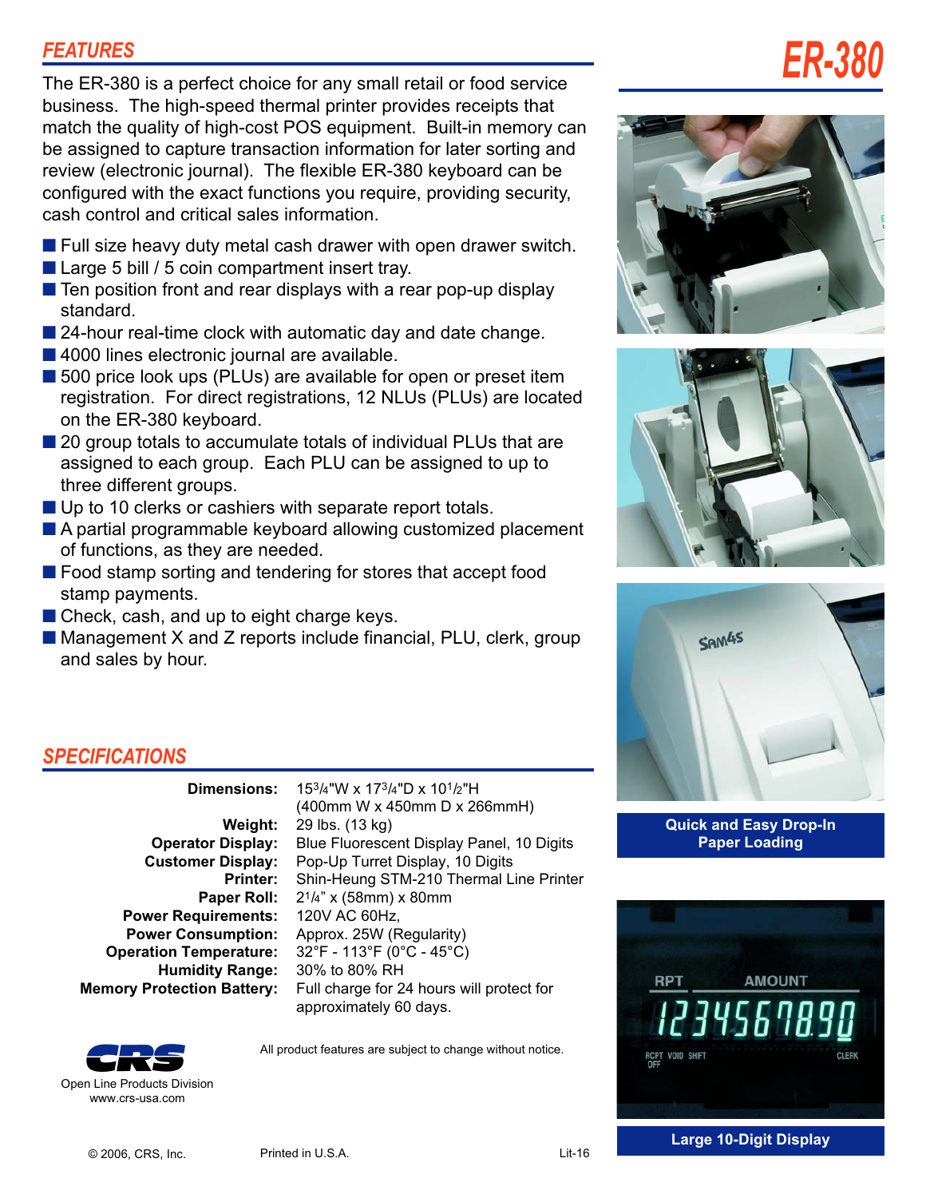# ER-380

## FEATURES

The ER-380 is a perfect choice for any small retail or food service business. The high-speed thermal printer provides receipts that match the quality of high-cost POS equipment. Built-in memory can be assigned to capture transaction information for later sorting and review (electronic journal). The flexible ER-380 keyboard can be configured with the exact functions you require, providing security, cash control and critical sales information.

- Full size heavy duty metal cash drawer with open drawer switch.
- Large 5 bill / 5 coin compartment insert tray.
- Ten position front and rear displays with a rear pop-up display standard.
- 24-hour real-time clock with automatic day and date change.
- 4000 lines electronic journal are available.
- 500 price look ups (PLUs) are available for open or preset item registration. For direct registrations, 12 NLUs (PLUs) are located on the ER-380 keyboard.
- 20 group totals to accumulate totals of individual PLUs that are assigned to each group. Each PLU can be assigned to up to three different groups.
- Up to 10 clerks or cashiers with separate report totals.
- A partial programmable keyboard allowing customized placement of functions, as they are needed.
- Food stamp sorting and tendering for stores that accept food stamp payments.
- Check, cash, and up to eight charge keys.
- Management X and Z reports include financial, PLU, clerk, group and sales by hour.

## SPECIFICATIONS

| | |
|---|---|
| **Dimensions:** | 15 3/4"W x 17 3/4"D x 10 1/2"H (400mm W x 450mm D x 266mmH) |
| **Weight:** | 29 lbs. (13 kg) |
| **Operator Display:** | Blue Fluorescent Display Panel, 10 Digits |
| **Customer Display:** | Pop-Up Turret Display, 10 Digits |
| **Printer:** | Shin-Heung STM-210 Thermal Line Printer |
| **Paper Roll:** | 2 1/4" x (58mm) x 80mm |
| **Power Requirements:** | 120V AC 60Hz, |
| **Power Consumption:** | Approx. 25W (Regularity) |
| **Operation Temperature:** | 32°F - 113°F (0°C - 45°C) |
| **Humidity Range:** | 30% to 80% RH |
| **Memory Protection Battery:** | Full charge for 24 hours will protect for approximately 60 days. |

Quick and Easy Drop-In Paper Loading

Large 10-Digit Display

CRS
Open Line Products Division
www.crs-usa.com

All product features are subject to change without notice.

© 2006, CRS, Inc. Printed in U.S.A. Lit-16